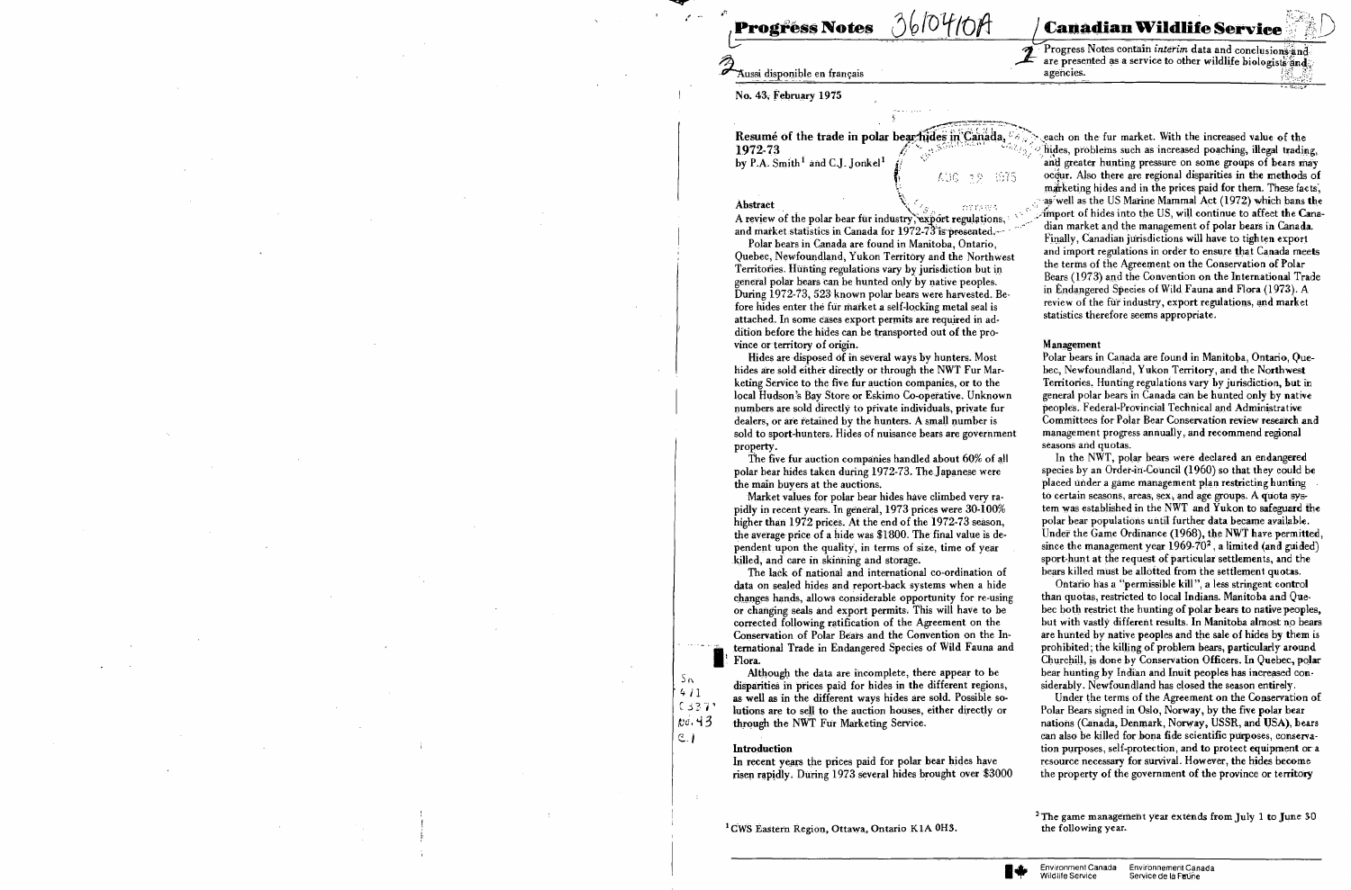**Progress Notes** 

**Canadian Wildlife Service**

Progress Notes contain *interim* data and conclusions and are presented as a service to other wildlife biologists and agencies.

Aussi disponible en français

No. 43, February 1975

# Resumé of the trade in polar bear hides in Canada, 1972-73

by P.A. Smith[1] and C.J. Jonkel[1]

## Abstract

A review of the polar bear fur industry, export regulations, and market statistics in Canada for 1972-73 is presented.

Polar bears in Canada are found in Manitoba, Ontario, Quebec, Newfoundland, Yukon Territory and the Northwest Territories. Hunting regulations vary by jurisdiction but in general polar bears can be hunted only by native peoples. During 1972-73, 523 known polar bears were harvested. Before hides enter the fur market a self-locking metal seal is attached. In some cases export permits are required in addition before the hides can be transported out of the province or territory of origin.

Hides are disposed of in several ways by hunters. Most hides are sold either directly or through the NWT Fur Marketing Service to the five fur auction companies, or to the local Hudson's Bay Store or Eskimo Co-operative. Unknown numbers are sold directly to private individuals, private fur dealers, or are retained by the hunters. A small number is sold to sport-hunters. Hides of nuisance bears are government property.

The five fur auction companies handled about 60% of all polar bear hides taken during 1972-73. The Japanese were the main buyers at the auctions.

Market values for polar bear hides have climbed very rapidly in recent years. In general, 1973 prices were 30-100% higher than 1972 prices. At the end of the 1972-73 season, the average price of a hide was $1800. The final value is dependent upon the quality, in terms of size, time of year killed, and care in skinning and storage.

The lack of national and international co-ordination of data on sealed hides and report-back systems when a hide changes hands, allows considerable opportunity for re-using or changing seals and export permits. This will have to be corrected following ratification of the Agreement on the Conservation of Polar Bears and the Convention on the International Trade in Endangered Species of Wild Fauna and Flora.

Although the data are incomplete, there appear to be disparities in prices paid for hides in the different regions, as well as in the different ways hides are sold. Possible solutions are to sell to the auction houses, either directly or through the NWT Fur Marketing Service.

## Introduction

In recent years the prices paid for polar bear hides have risen rapidly. During 1973 several hides brought over $3000 each on the fur market. With the increased value of the hides, problems such as increased poaching, illegal trading, and greater hunting pressure on some groups of bears may occur. Also there are regional disparities in the methods of marketing hides and in the prices paid for them. These facts, as well as the US Marine Mammal Act (1972) which bans the import of hides into the US, will continue to affect the Canadian market and the management of polar bears in Canada. Finally, Canadian jurisdictions will have to tighten export and import regulations in order to ensure that Canada meets the terms of the Agreement on the Conservation of Polar Bears (1973) and the Convention on the International Trade in Endangered Species of Wild Fauna and Flora (1973). A review of the fur industry, export regulations, and market statistics therefore seems appropriate.

## Management

Polar bears in Canada are found in Manitoba, Ontario, Quebec, Newfoundland, Yukon Territory, and the Northwest Territories. Hunting regulations vary by jurisdiction, but in general polar bears in Canada can be hunted only by native peoples. Federal-Provincial Technical and Administrative Committees for Polar Bear Conservation review research and management progress annually, and recommend regional seasons and quotas.

In the NWT, polar bears were declared an endangered species by an Order-in-Council (1960) so that they could be placed under a game management plan restricting hunting to certain seasons, areas, sex, and age groups. A quota system was established in the NWT and Yukon to safeguard the polar bear populations until further data became available. Under the Game Ordinance (1968), the NWT have permitted, since the management year 1969-70[2], a limited (and guided) sport-hunt at the request of particular settlements, and the bears killed must be allotted from the settlement quotas.

Ontario has a "permissible kill", a less stringent control than quotas, restricted to local Indians. Manitoba and Quebec both restrict the hunting of polar bears to native peoples, but with vastly different results. In Manitoba almost no bears are hunted by native peoples and the sale of hides by them is prohibited; the killing of problem bears, particularly around Churchill, is done by Conservation Officers. In Quebec, polar bear hunting by Indian and Inuit peoples has increased considerably. Newfoundland has closed the season entirely.

Under the terms of the Agreement on the Conservation of Polar Bears signed in Oslo, Norway, by the five polar bear nations (Canada, Denmark, Norway, USSR, and USA), bears can also be killed for bona fide scientific purposes, conservation purposes, self-protection, and to protect equipment or a resource necessary for survival. However, the hides become the property of the government of the province or territory

[1] CWS Eastern Region, Ottawa, Ontario K1A 0H3.

[2] The game management year extends from July 1 to June 30 the following year.

Environment Canada Wildlife Service — Environnement Canada Service de la Faune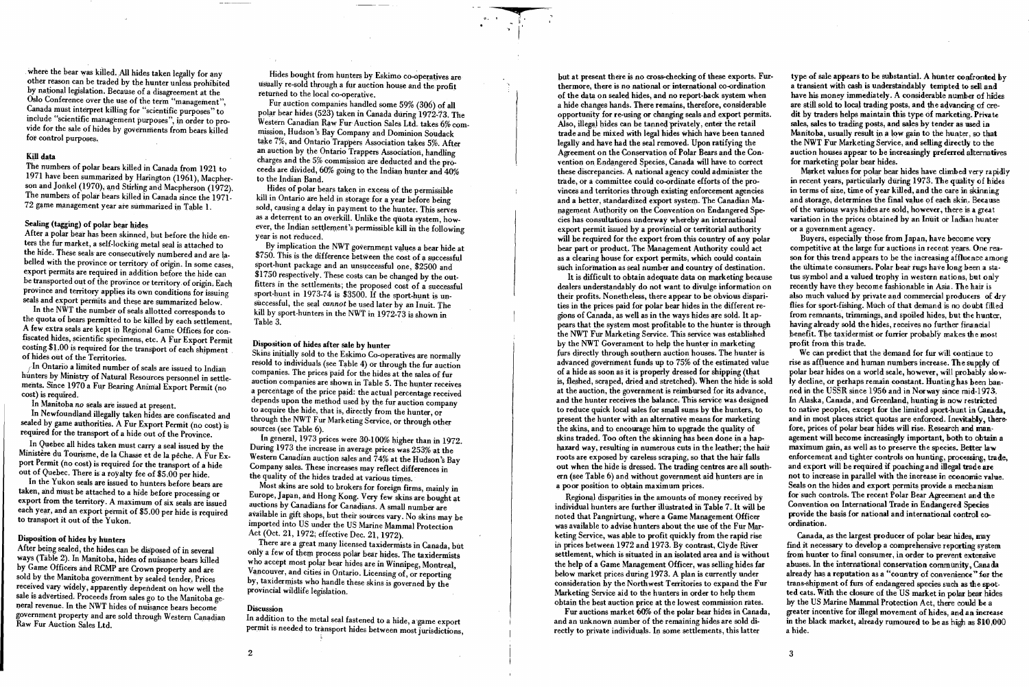where the bear was killed. All hides taken legally for any other reason can be traded by the hunter unless prohibited by national legislation. Because of a disagreement at the Oslo Conference over the use of the term "management", Canada must interpret killing for "scientific purposes" to include "scientific management purposes", in order to provide for the sale of hides by governments from bears killed for control purposes.

### Kill data

The numbers of polar bears killed in Canada from 1921 to 1971 have been summarized by Harington (1961), Macpherson and Jonkel (1970), and Stirling and Macpherson (1972). The numbers of polar bears killed in Canada since the 1971-72 game management year are summarized in Table 1.

### Sealing (tagging) of polar bear hides

After a polar bear has been skinned, but before the hide enters the fur market, a self-locking metal seal is attached to the hide. These seals are consecutively numbered and are labelled with the province or territory of origin. In some cases, export permits are required in addition before the hide can be transported out of the province or territory of origin. Each province and territory applies its own conditions for issuing seals and export permits and these are summarized below.

In the NWT the number of seals allotted corresponds to the quota of bears permitted to be killed by each settlement. A few extra seals are kept in Regional Game Offices for confiscated hides, scientific specimens, etc. A Fur Export Permit costing $1.00 is required for the transport of each shipment of hides out of the Territories.

In Ontario a limited number of seals are issued to Indian hunters by Ministry of Natural Resources personnel in settlements. Since 1970 a Fur Bearing Animal Export Permit (no cost) is required.

In Manitoba *no* seals are issued at present.

In Newfoundland illegally taken hides are confiscated and sealed by game authorities. A Fur Export Permit (no cost) is required for the transport of a hide out of the Province.

In Quebec all hides taken must carry a seal issued by the Ministère du Tourisme, de la Chasse et de la pêche. A Fur Export Permit (no cost) is required for the transport of a hide out of Quebec. There is a royalty fee of $5.00 per hide.

In the Yukon seals are issued to hunters before bears are taken, and must be attached to a hide before processing or export from the territory. A maximum of six seals are issued each year, and an export permit of $5.00 per hide is required to transport it out of the Yukon.

### Disposition of hides by hunters

After being sealed, the hides can be disposed of in several ways (Table 2). In Manitoba, hides of nuisance bears killed by Game Officers and RCMP are Crown property and are sold by the Manitoba government by sealed tender. Prices received vary widely, apparently dependent on how well the sale is advertised. Proceeds from sales go to the Manitoba general revenue. In the NWT hides of nuisance bears become government property and are sold through Western Canadian Raw Fur Auction Sales Ltd.

Hides bought from hunters by Eskimo co-operatives are usually re-sold through a fur auction house and the profit returned to the local co-operative.

Fur auction companies handled some 59% (306) of all polar bear hides (523) taken in Canada during 1972-73. The Western Canadian Raw Fur Auction Sales Ltd. takes 6% commission, Hudson's Bay Company and Dominion Soudack take 7%, and Ontario Trappers Association takes 5%. After an auction by the Ontario Trappers Association, handling charges and the 5% commission are deducted and the proceeds are divided, 60% going to the Indian hunter and 40% to the Indian Band.

Hides of polar bears taken in excess of the permissible kill in Ontario are held in storage for a year before being sold, causing a delay in payment to the hunter. This serves as a deterrent to an overkill. Unlike the quota system, however, the Indian settlement's permissible kill in the following year is not reduced.

By implication the NWT government values a bear hide at $750. This is the difference between the cost of a successful sport-hunt package and an unsuccessful one, $2500 and $1750 respectively. These costs can be changed by the outfitters in the settlements; the proposed cost of a successful sport-hunt in 1973-74 is $3500. If the sport-hunt is unsuccessful, the seal *cannot* be used later by an Inuit. The kill by sport-hunters in the NWT in 1972-73 is shown in Table 3.

### Disposition of hides after sale by hunter

Skins initially sold to the Eskimo Co-operatives are normally resold to individuals (see Table 4) or through the fur auction companies. The prices paid for the hides at the sales of fur auction companies are shown in Table 5. The hunter receives a percentage of the price paid: the actual percentage received depends upon the method used by the fur auction company to acquire the hide, that is, directly from the hunter, or through the NWT Fur Marketing Service, or through other sources (see Table 6).

In general, 1973 prices were 30-100% higher than in 1972. During 1973 the increase in average prices was 253% at the Western Canadian auction sales and 74% at the Hudson's Bay Company sales. These increases may reflect differences in the quality of the hides traded at various times.

Most skins are sold to brokers for foreign firms, mainly in Europe, Japan, and Hong Kong. Very few skins are bought at auctions by Canadians for Canadians. A small number are available in gift shops, but their sources vary. No skins may be imported into US under the US Marine Mammal Protection Act (Oct. 21, 1972; effective Dec. 21, 1972).

There are a great many licensed taxidermists in Canada, but only a few of them process polar bear hides. The taxidermists who accept most polar bear hides are in Winnipeg, Montreal, Vancouver, and cities in Ontario. Licensing of, or reporting by, taxidermists who handle these skins is governed by the provincial wildlife legislation.

### Discussion

In addition to the metal seal fastened to a hide, a game export permit is needed to transport hides between most jurisdictions, but at present there is no cross-checking of these exports. Furthermore, there is no national or international co-ordination of the data on sealed hides, and no report-back system when a hide changes hands. There remains, therefore, considerable opportunity for re-using or changing seals and export permits. Also, illegal hides can be tanned privately, enter the retail trade and be mixed with legal hides which have been tanned legally and have had the seal removed. Upon ratifying the Agreement on the Conservation of Polar Bears and the Convention on Endangered Species, Canada will have to correct these discrepancies. A national agency could administer the trade, or a committee could co-ordinate efforts of the provinces and territories through existing enforcement agencies and a better, standardized export system. The Canadian Management Authority on the Convention on Endangered Species has consultations underway whereby an international export permit issued by a provincial or territorial authority will be required for the export from this country of any polar bear part or product. The Management Authority could act as a clearing house for export permits, which could contain such information as seal number and country of destination.

It is difficult to obtain adequate data on marketing because dealers understandably do not want to divulge information on their profits. Nonetheless, there appear to be obvious disparities in the prices paid for polar bear hides in the different regions of Canada, as well as in the ways hides are sold. It appears that the system most profitable to the hunter is through the NWT Fur Marketing Service. This service was established by the NWT Government to help the hunter in marketing furs directly through southern auction houses. The hunter is advanced government funds up to 75% of the estimated value of a hide as soon as it is properly dressed for shipping (that is, fleshed, scraped, dried and stretched). When the hide is sold at the auction, the government is reimbursed for its advance, and the hunter receives the balance. This service was designed to reduce quick local sales for small sums by the hunters, to present the hunter with an alternative means for marketing the skins, and to encourage him to upgrade the quality of skins traded. Too often the skinning has been done in a haphazard way, resulting in numerous cuts in the leather; the hair roots are exposed by careless scraping, so that the hair falls out when the hide is dressed. The trading centres are all southern (see Table 6) and without government aid hunters are in a poor position to obtain maximum prices.

Regional disparities in the amounts of money received by individual hunters are further illustrated in Table 7. It will be noted that Pangnirtung, where a Game Management Officer was available to advise hunters about the use of the Fur Marketing Service, was able to profit quickly from the rapid rise in prices between 1972 and 1973. By contrast, Clyde River settlement, which is situated in an isolated area and is without the help of a Game Management Officer, was selling hides far below market prices during 1973. A plan is currently under consideration by the Northwest Territories to expand the Fur Marketing Service aid to the hunters in order to help them obtain the best auction price at the lowest commission rates.

Fur auctions market 60% of the polar bear hides in Canada, and an unknown number of the remaining hides are sold directly to private individuals. In some settlements, this latter type of sale appears to be substantial. A hunter confronted by a transient with cash is understandably tempted to sell and have his money immediately. A considerable number of hides are still sold to local trading posts, and the advancing of credit by traders helps maintain this type of marketing. Private sales, sales to trading posts, and sales by tender as used in Manitoba, usually result in a low gain to the hunter, so that the NWT Fur Marketing Service, and selling directly to the auction houses appear to be increasingly preferred alternatives for marketing polar bear hides.

Market values for polar bear hides have climbed very rapidly in recent years, particularly during 1973. The quality of hides in terms of size, time of year killed, and the care in skinning and storage, determines the final value of each skin. Because of the various ways hides are sold, however, there is a great variation in the prices obtained by an Inuit or Indian hunter or a government agency.

Buyers, especially those from Japan, have become very competitive at the large fur auctions in recent years. One reason for this trend appears to be the increasing affluence among the ultimate consumers. Polar bear rugs have long been a status symbol and a valued trophy in western nations, but only recently have they become fashionable in Asia. The hair is also much valued by private and commercial producers of dry flies for sport-fishing. Much of that demand is no doubt filled from remnants, trimmings, and spoiled hides, but the hunter, having already sold the hides, receives no further financial benefit. The taxidermist or furrier probably makes the most profit from this trade.

We can predict that the demand for fur will continue to rise as affluence and human numbers increase. The supply of polar bear hides on a world scale, however, will probably slowly decline, or perhaps remain constant. Hunting has been banned in the USSR since 1956 and in Norway since mid-1973. In Alaska, Canada, and Greenland, hunting is now restricted to native peoples, except for the limited sport-hunt in Canada, and in most places strict quotas are enforced. Inevitably, therefore, prices of polar bear hides will rise. Research and management will become increasingly important, both to obtain a maximum gain, as well as to preserve the species. Better law enforcement and tighter controls on hunting, processing, trade, and export will be required if poaching and illegal trade are not to increase in parallel with the increase in economic value. Seals on the hides and export permits provide a mechanism for such controls. The recent Polar Bear Agreement and the Convention on International Trade in Endangered Species provide the basis for national and international control co-ordination.

Canada, as the largest producer of polar bear hides, may find it necessary to develop a comprehensive reporting system from hunter to final consumer, in order to prevent extensive abuses. In the international conservation community, Canada already has a reputation as a "country of convenience" for the trans-shipment of furs of endangered species such as the spotted cats. With the closure of the US market in polar bear hides by the US Marine Mammal Protection Act, there could be a greater incentive for illegal movement of hides, and an increase in the black market, already rumoured to be as high as $10,000 a hide.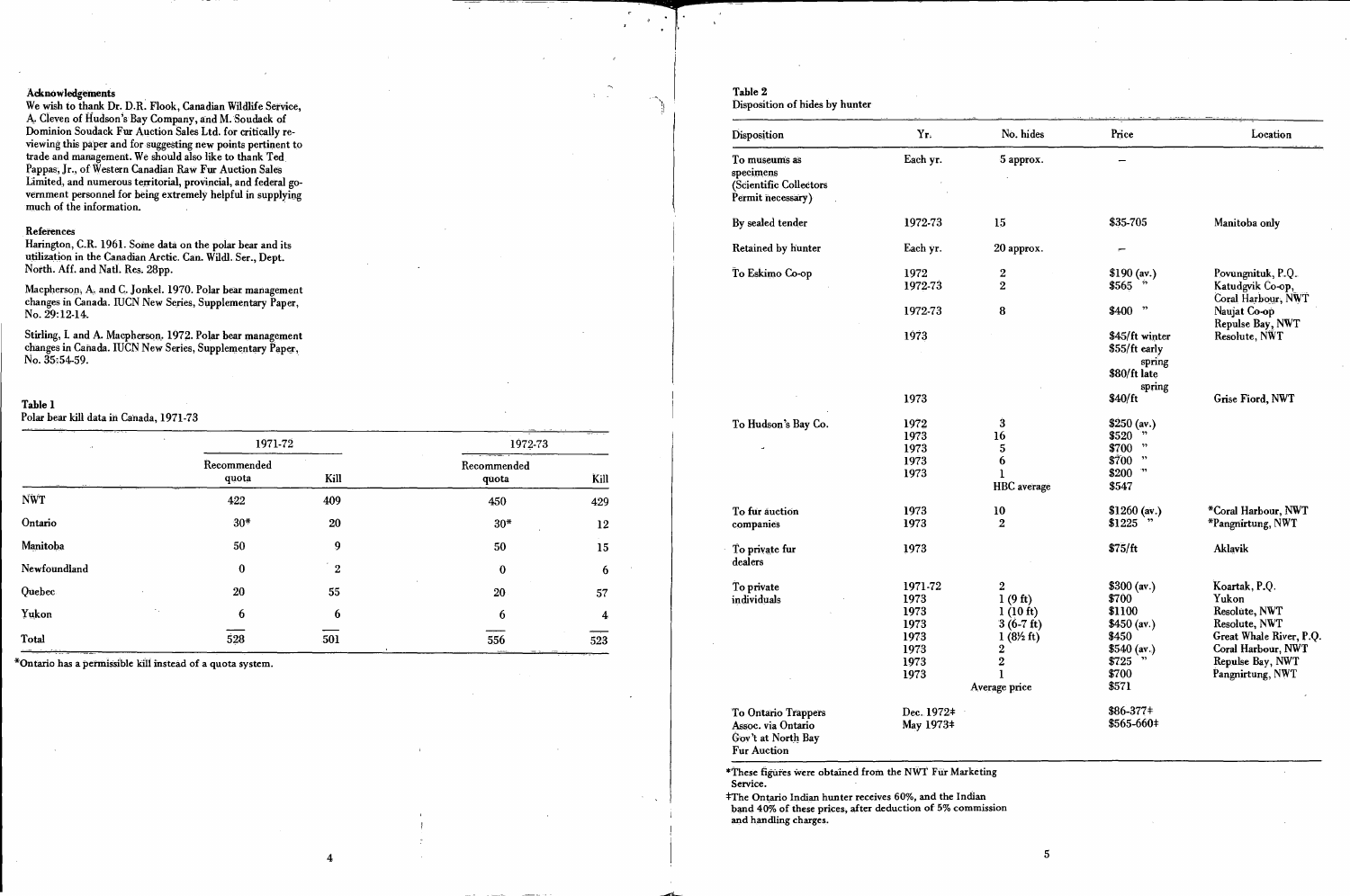### Acknowledgements

We wish to thank Dr. D.R. Flook, Canadian Wildlife Service, A. Cleven of Hudson's Bay Company, and M. Soudack of Dominion Soudack Fur Auction Sales Ltd. for critically reviewing this paper and for suggesting new points pertinent to trade and management. We should also like to thank Ted Pappas, Jr., of Western Canadian Raw Fur Auction Sales Limited, and numerous territorial, provincial, and federal government personnel for being extremely helpful in supplying much of the information.

### References

Harington, C.R. 1961. Some data on the polar bear and its utilization in the Canadian Arctic. Can. Wildl. Ser., Dept. North. Aff. and Natl. Res. 28pp.

Macpherson, A. and C. Jonkel. 1970. Polar bear management changes in Canada. IUCN New Series, Supplementary Paper, No. 29:12-14.

Stirling, I. and A. Macpherson. 1972. Polar bear management changes in Canada. IUCN New Series, Supplementary Paper, No. 35:54-59.

**Table 1**
Polar bear kill data in Canada, 1971-73

| | 1971-72 | | 1972-73 | |
|---|---|---|---|---|
| | Recommended quota | Kill | Recommended quota | Kill |
| NWT | 422 | 409 | 450 | 429 |
| Ontario | 30* | 20 | 30* | 12 |
| Manitoba | 50 | 9 | 50 | 15 |
| Newfoundland | 0 | 2 | 0 | 6 |
| Quebec | 20 | 55 | 20 | 57 |
| Yukon | 6 | 6 | 6 | 4 |
| Total | 528 | 501 | 556 | 523 |

*Ontario has a permissible kill instead of a quota system.

**Table 2**
Disposition of hides by hunter

| Disposition | Yr. | No. hides | Price | Location |
|---|---|---|---|---|
| To museums as specimens (Scientific Collectors Permit necessary) | Each yr. | 5 approx. | — | |
| By sealed tender | 1972-73 | 15 | $35-705 | Manitoba only |
| Retained by hunter | Each yr. | 20 approx. | — | |
| To Eskimo Co-op | 1972 | 2 | $190 (av.) | Povungnituk, P.Q. |
| | 1972-73 | 2 | $565 " | Katudgvik Co-op, Coral Harbour, NWT |
| | 1972-73 | 8 | $400 " | Naujat Co-op Repulse Bay, NWT |
| | 1973 | | $45/ft winter<br>$55/ft early spring<br>$80/ft late spring | Resolute, NWT |
| | 1973 | | $40/ft | Grise Fiord, NWT |
| To Hudson's Bay Co. | 1972 | 3 | $250 (av.) | |
| | 1973 | 16 | $520 " | |
| | 1973 | 5 | $700 " | |
| | 1973 | 6 | $700 " | |
| | 1973 | 1 | $200 " | |
| | | HBC average | $547 | |
| To fur auction companies | 1973 | 10 | $1260 (av.) | *Coral Harbour, NWT |
| | 1973 | 2 | $1225 " | *Pangnirtung, NWT |
| To private fur dealers | 1973 | | $75/ft | Aklavik |
| To private individuals | 1971-72 | 2 | $300 (av.) | Koartak, P.Q. |
| | 1973 | 1 (9 ft) | $700 | Yukon |
| | 1973 | 1 (10 ft) | $1100 | Resolute, NWT |
| | 1973 | 3 (6-7 ft) | $450 (av.) | Resolute, NWT |
| | 1973 | 1 (8½ ft) | $450 | Great Whale River, P.Q. |
| | 1973 | 2 | $540 (av.) | Coral Harbour, NWT |
| | 1973 | 2 | $725 " | Repulse Bay, NWT |
| | 1973 | 1 | $700 | Pangnirtung, NWT |
| | | Average price | $571 | |
| To Ontario Trappers Assoc. via Ontario Gov't at North Bay Fur Auction | Dec. 1972‡ | | $86-377‡ | |
| | May 1973‡ | | $565-660‡ | |

*These figures were obtained from the NWT Fur Marketing Service.

‡The Ontario Indian hunter receives 60%, and the Indian band 40% of these prices, after deduction of 5% commission and handling charges.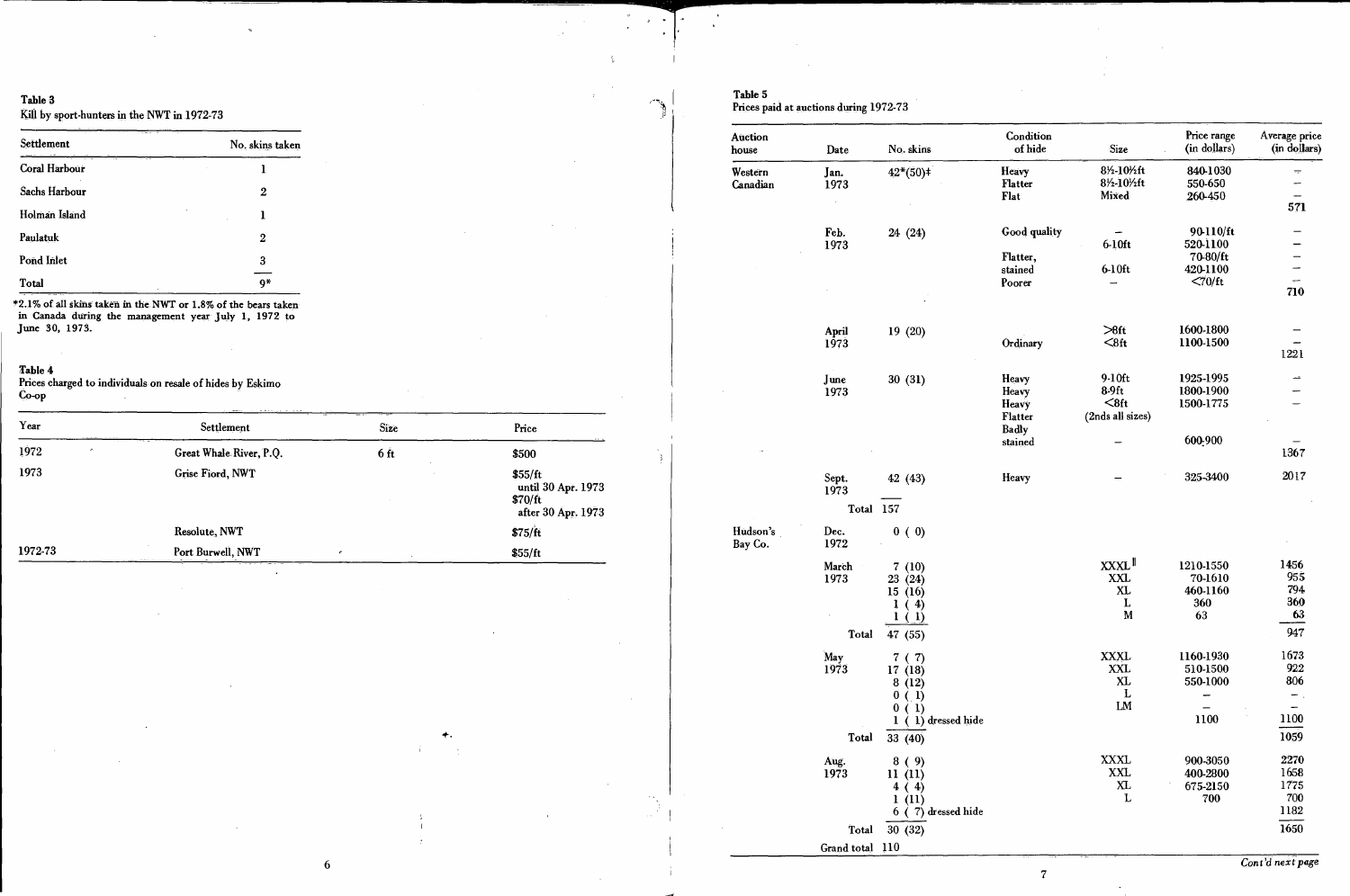**Table 3**
Kill by sport-hunters in the NWT in 1972-73

| Settlement | No. skins taken |
|---|---|
| Coral Harbour | 1 |
| Sachs Harbour | 2 |
| Holman Island | 1 |
| Paulatuk | 2 |
| Pond Inlet | 3 |
| Total | 9* |

*2.1% of all skins taken in the NWT or 1.8% of the bears taken in Canada during the management year July 1, 1972 to June 30, 1973.

**Table 4**
Prices charged to individuals on resale of hides by Eskimo Co-op

| Year | Settlement | Size | Price |
|---|---|---|---|
| 1972 | Great Whale River, P.Q. | 6 ft | $500 |
| 1973 | Grise Fiord, NWT | | $55/ft until 30 Apr. 1973; $70/ft after 30 Apr. 1973 |
| | Resolute, NWT | | $75/ft |
| 1972-73 | Port Burwell, NWT | | $55/ft |

**Table 5**
Prices paid at auctions during 1972-73

| Auction house | Date | No. skins | Condition of hide | Size | Price range (in dollars) | Average price (in dollars) |
|---|---|---|---|---|---|---|
| Western Canadian | Jan. 1973 | 42*(50)‡ | Heavy | 8½-10½ft | 840-1030 | – |
| | | | Flatter | 8½-10½ft | 550-650 | – |
| | | | Flat | Mixed | 260-450 | – |
| | | | | | | 571 |
| | Feb. 1973 | 24 (24) | Good quality | – | 90-110/ft | – |
| | | | | 6-10ft | 520-1100 | – |
| | | | Flatter, | | 70-80/ft | – |
| | | | stained | 6-10ft | 420-1100 | – |
| | | | Poorer | – | <70/ft | – |
| | | | | | | 710 |
| | April 1973 | 19 (20) | | >8ft | 1600-1800 | – |
| | | | Ordinary | <8ft | 1100-1500 | – |
| | | | | | | 1221 |
| | June 1973 | 30 (31) | Heavy | 9-10ft | 1925-1995 | – |
| | | | Heavy | 8-9ft | 1800-1900 | – |
| | | | Heavy | <8ft | 1500-1775 | – |
| | | | Flatter | (2nds all sizes) | | |
| | | | Badly stained | – | 600-900 | – |
| | | | | | | 1367 |
| | Sept. 1973 | 42 (43) | Heavy | – | 325-3400 | 2017 |
| | Total | 157 | | | | |
| Hudson's Bay Co. | Dec. 1972 | 0 ( 0) | | | | |
| | March 1973 | 7 (10) | | XXXL‖ | 1210-1550 | 1456 |
| | | 23 (24) | | XXL | 70-1610 | 955 |
| | | 15 (16) | | XL | 460-1160 | 794 |
| | | 1 ( 4) | | L | 360 | 360 |
| | | 1 ( 1) | | M | 63 | 63 |
| | Total | 47 (55) | | | | 947 |
| | May 1973 | 7 ( 7) | | XXXL | 1160-1930 | 1673 |
| | | 17 (18) | | XXL | 510-1500 | 922 |
| | | 8 (12) | | XL | 550-1000 | 806 |
| | | 0 ( 1) | | L | – | – |
| | | 0 ( 1) | | LM | – | – |
| | | 1 ( 1) dressed hide | | | 1100 | 1100 |
| | Total | 33 (40) | | | | 1059 |
| | Aug. 1973 | 8 ( 9) | | XXXL | 900-3050 | 2270 |
| | | 11 (11) | | XXL | 400-2800 | 1658 |
| | | 4 ( 4) | | XL | 675-2150 | 1775 |
| | | 1 (11) | | L | 700 | 700 |
| | | 6 ( 7) dressed hide | | | | 1182 |
| | Total | 30 (32) | | | | 1650 |
| | Grand total | 110 | | | | |

*Cont'd next page*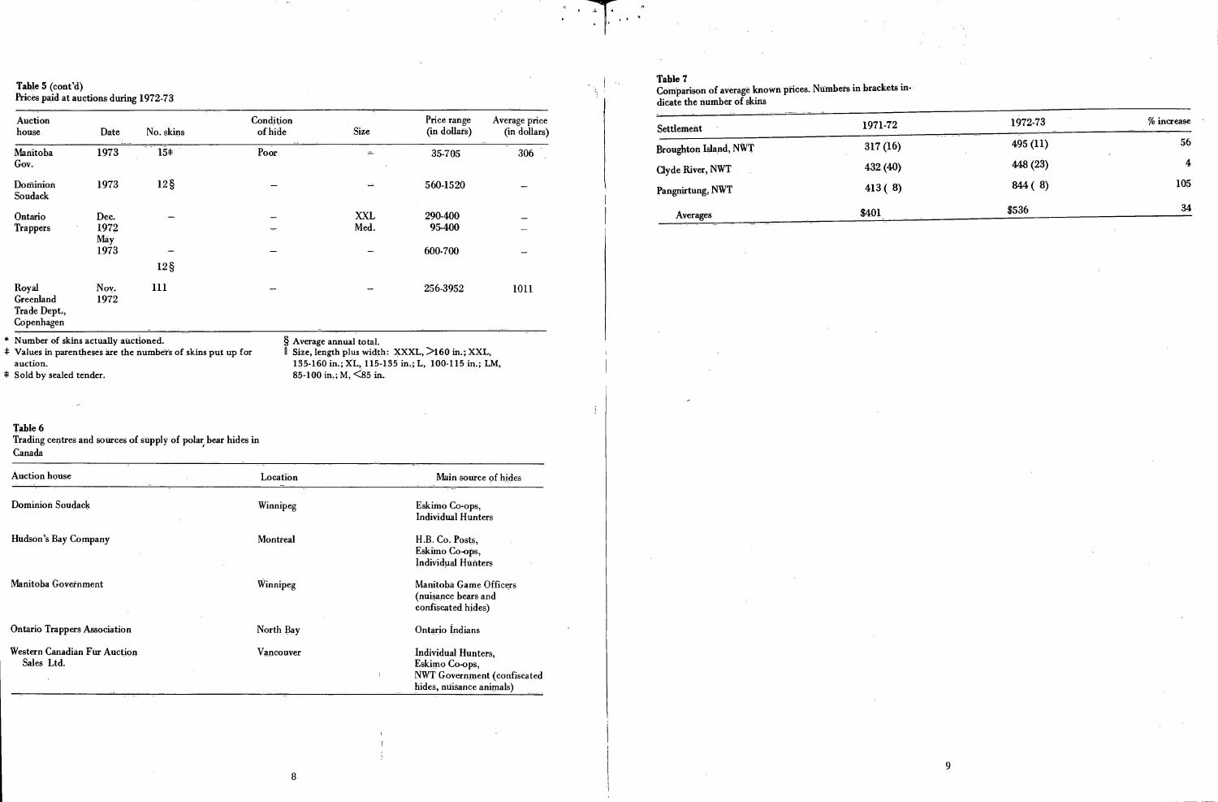**Table 5** (cont'd)
Prices paid at auctions during 1972-73

| Auction house | Date | No. skins | Condition of hide | Size | Price range (in dollars) | Average price (in dollars) |
|---|---|---|---|---|---|---|
| Manitoba Gov. | 1973 | 15ǂ | Poor | – | 35-705 | 306 |
| Dominion Soudack | 1973 | 12§ | – | – | 560-1520 | – |
| Ontario Trappers | Dec. 1972 | – | – | XXL | 290-400 | – |
| | | | – | Med. | 95-400 | – |
| | May 1973 | – | – | – | 600-700 | – |
| | | 12§ | | | | |
| Royal Greenland Trade Dept., Copenhagen | Nov. 1972 | 111 | – | – | 256-3952 | 1011 |

\* Number of skins actually auctioned.
‡ Values in parentheses are the numbers of skins put up for auction.
ǂ Sold by sealed tender.
§ Average annual total.
‖ Size, length plus width: XXXL, >160 in.; XXL, 135-160 in.; XL, 115-135 in.; L, 100-115 in.; LM, 85-100 in.; M, <85 in.

**Table 6**
Trading centres and sources of supply of polar bear hides in Canada

| Auction house | Location | Main source of hides |
|---|---|---|
| Dominion Soudack | Winnipeg | Eskimo Co-ops, Individual Hunters |
| Hudson's Bay Company | Montreal | H.B. Co. Posts, Eskimo Co-ops, Individual Hunters |
| Manitoba Government | Winnipeg | Manitoba Game Officers (nuisance bears and confiscated hides) |
| Ontario Trappers Association | North Bay | Ontario Indians |
| Western Canadian Fur Auction Sales Ltd. | Vancouver | Individual Hunters, Eskimo Co-ops, NWT Government (confiscated hides, nuisance animals) |

**Table 7**
Comparison of average known prices. Numbers in brackets indicate the number of skins

| Settlement | 1971-72 | 1972-73 | % increase |
|---|---|---|---|
| Broughton Island, NWT | 317 (16) | 495 (11) | 56 |
| Clyde River, NWT | 432 (40) | 448 (23) | 4 |
| Pangnirtung, NWT | 413 ( 8) | 844 ( 8) | 105 |
| Averages | $401 | $536 | 34 |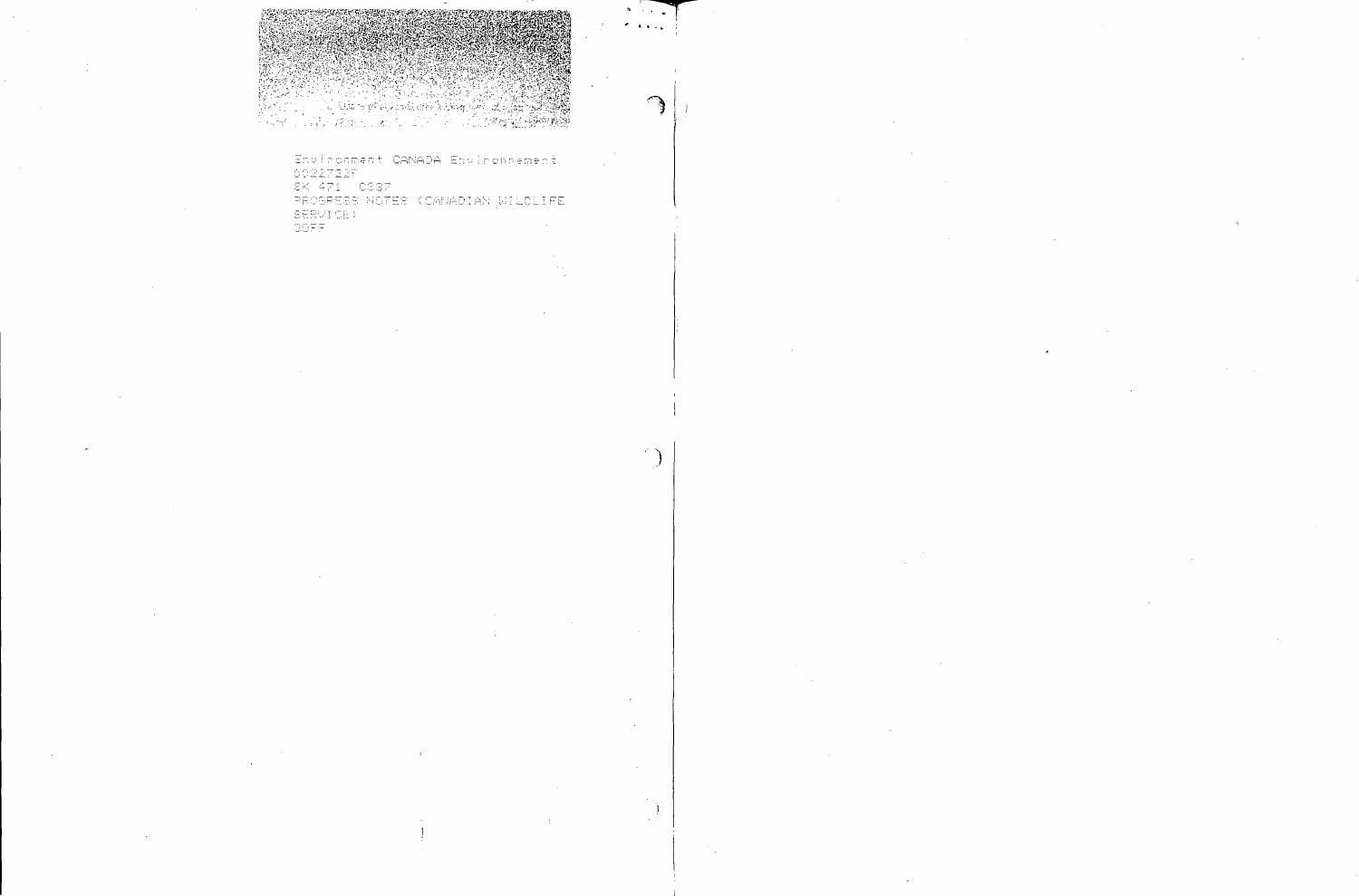Environment CANADA Environnement
00227325
SK 471 C337
PROGRESS NOTES (CANADIAN WILDLIFE SERVICE)
OOFF